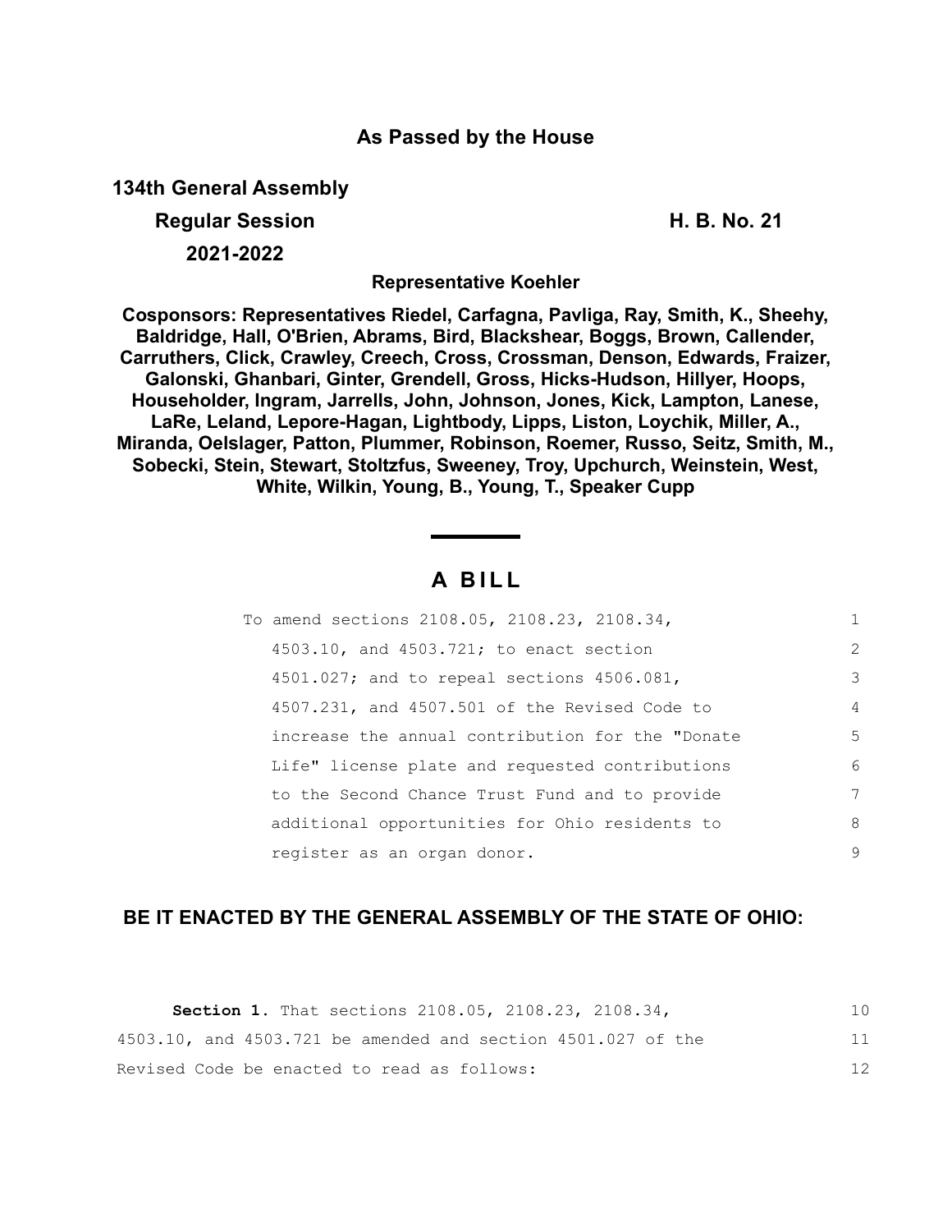**As Passed by the House**

**134th General Assembly**

**Regular Session** **H. B. No. 21**

**2021-2022**

**Representative Koehler**

**Cosponsors: Representatives Riedel, Carfagna, Pavliga, Ray, Smith, K., Sheehy, Baldridge, Hall, O'Brien, Abrams, Bird, Blackshear, Boggs, Brown, Callender, Carruthers, Click, Crawley, Creech, Cross, Crossman, Denson, Edwards, Fraizer, Galonski, Ghanbari, Ginter, Grendell, Gross, Hicks-Hudson, Hillyer, Hoops, Householder, Ingram, Jarrells, John, Johnson, Jones, Kick, Lampton, Lanese, LaRe, Leland, Lepore-Hagan, Lightbody, Lipps, Liston, Loychik, Miller, A., Miranda, Oelslager, Patton, Plummer, Robinson, Roemer, Russo, Seitz, Smith, M., Sobecki, Stein, Stewart, Stoltzfus, Sweeney, Troy, Upchurch, Weinstein, West, White, Wilkin, Young, B., Young, T., Speaker Cupp**

# A BILL

To amend sections 2108.05, 2108.23, 2108.34, 4503.10, and 4503.721; to enact section 4501.027; and to repeal sections 4506.081, 4507.231, and 4507.501 of the Revised Code to increase the annual contribution for the "Donate Life" license plate and requested contributions to the Second Chance Trust Fund and to provide additional opportunities for Ohio residents to register as an organ donor.

**BE IT ENACTED BY THE GENERAL ASSEMBLY OF THE STATE OF OHIO:**

**Section 1.** That sections 2108.05, 2108.23, 2108.34, 4503.10, and 4503.721 be amended and section 4501.027 of the Revised Code be enacted to read as follows: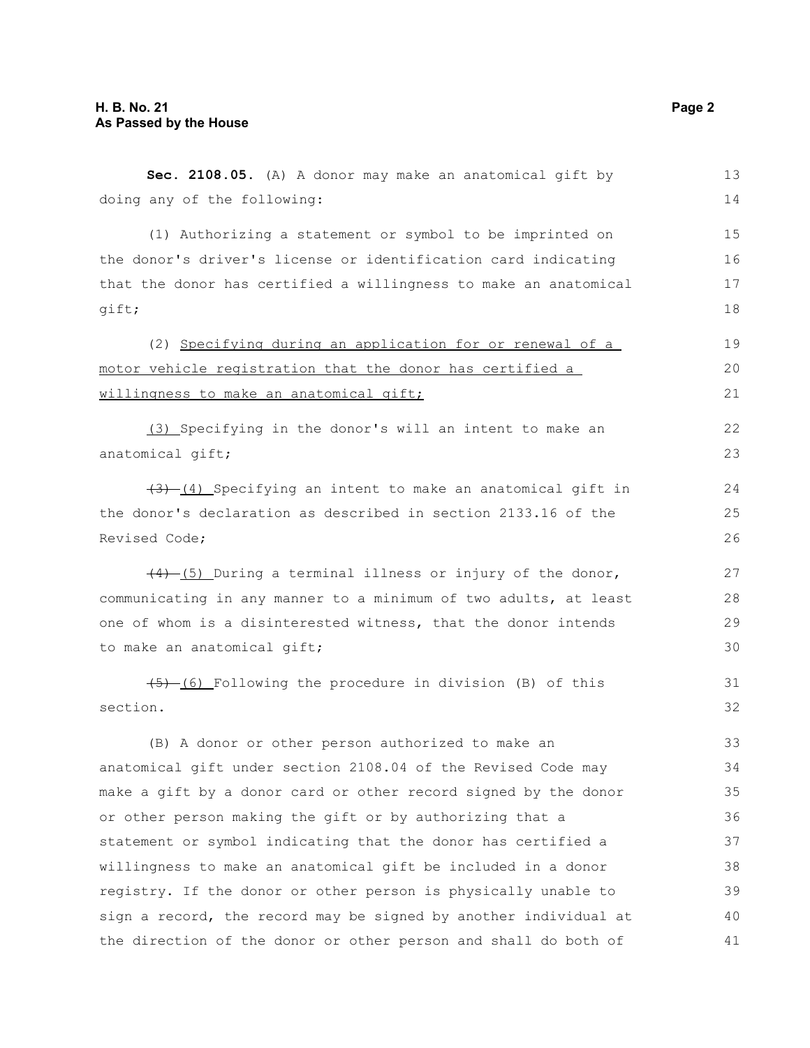**Sec. 2108.05.** (A) A donor may make an anatomical gift by doing any of the following:

(1) Authorizing a statement or symbol to be imprinted on the donor's driver's license or identification card indicating that the donor has certified a willingness to make an anatomical gift;

(2) <u>Specifying during an application for or renewal of a motor vehicle registration that the donor has certified a willingness to make an anatomical gift;</u>

<u>(3)</u> Specifying in the donor's will an intent to make an anatomical gift;

~~(3)~~ <u>(4)</u> Specifying an intent to make an anatomical gift in the donor's declaration as described in section 2133.16 of the Revised Code;

~~(4)~~ <u>(5)</u> During a terminal illness or injury of the donor, communicating in any manner to a minimum of two adults, at least one of whom is a disinterested witness, that the donor intends to make an anatomical gift;

~~(5)~~ <u>(6)</u> Following the procedure in division (B) of this section.

(B) A donor or other person authorized to make an anatomical gift under section 2108.04 of the Revised Code may make a gift by a donor card or other record signed by the donor or other person making the gift or by authorizing that a statement or symbol indicating that the donor has certified a willingness to make an anatomical gift be included in a donor registry. If the donor or other person is physically unable to sign a record, the record may be signed by another individual at the direction of the donor or other person and shall do both of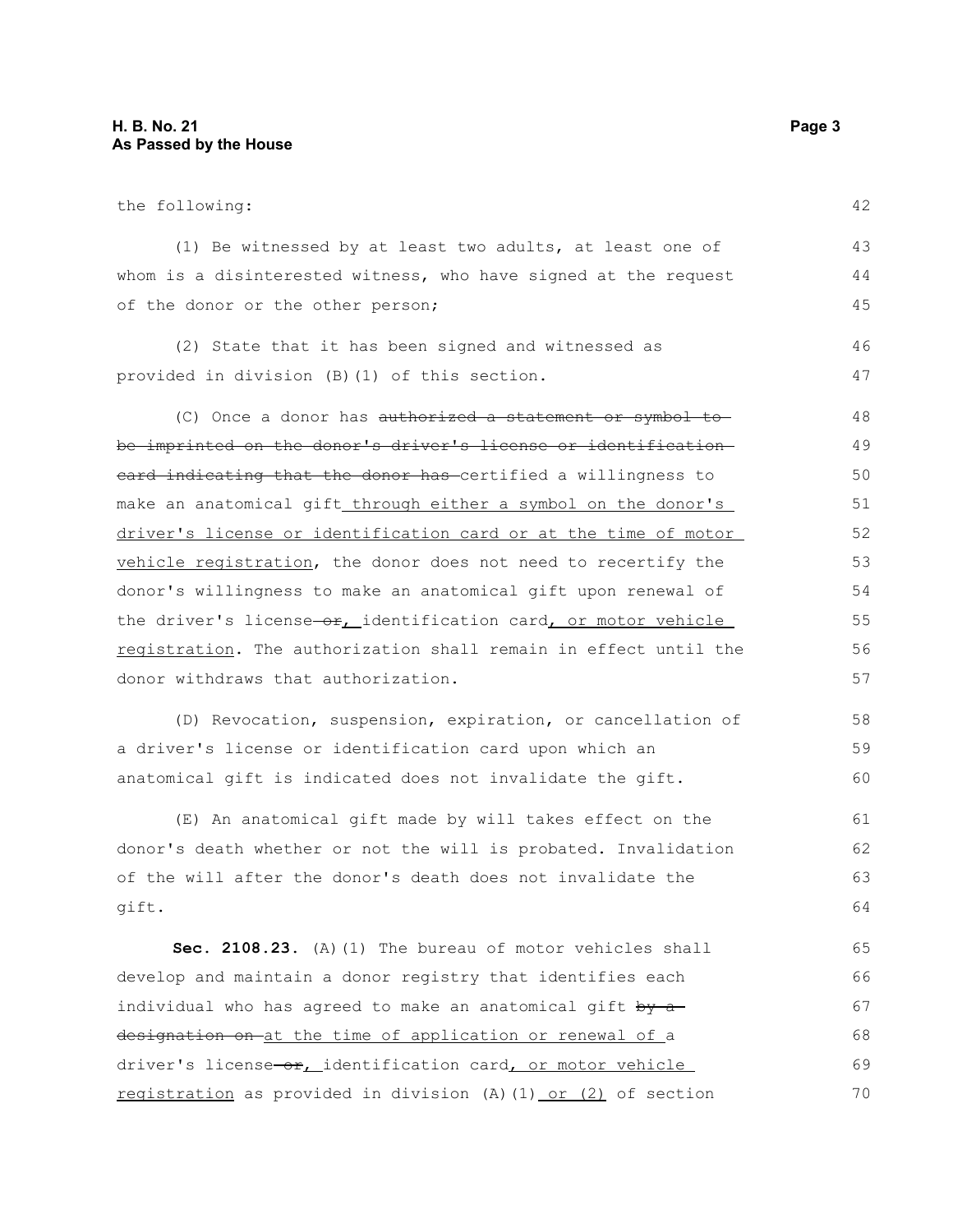the following:

(1) Be witnessed by at least two adults, at least one of whom is a disinterested witness, who have signed at the request of the donor or the other person;

(2) State that it has been signed and witnessed as provided in division (B)(1) of this section.

(C) Once a donor has ~~authorized a statement or symbol to be imprinted on the donor's driver's license or identification card indicating that the donor has~~ certified a willingness to make an anatomical gift<u> through either a symbol on the donor's driver's license or identification card or at the time of motor vehicle registration</u>, the donor does not need to recertify the donor's willingness to make an anatomical gift upon renewal of the driver's license~~ or~~<u>,</u> identification card<u>, or motor vehicle registration</u>. The authorization shall remain in effect until the donor withdraws that authorization.

(D) Revocation, suspension, expiration, or cancellation of a driver's license or identification card upon which an anatomical gift is indicated does not invalidate the gift.

(E) An anatomical gift made by will takes effect on the donor's death whether or not the will is probated. Invalidation of the will after the donor's death does not invalidate the gift.

**Sec. 2108.23.** (A)(1) The bureau of motor vehicles shall develop and maintain a donor registry that identifies each individual who has agreed to make an anatomical gift ~~by a designation on~~ <u>at the time of application or renewal of</u> a driver's license~~ or~~<u>,</u> identification card<u>, or motor vehicle registration</u> as provided in division (A)(1)<u> or (2)</u> of section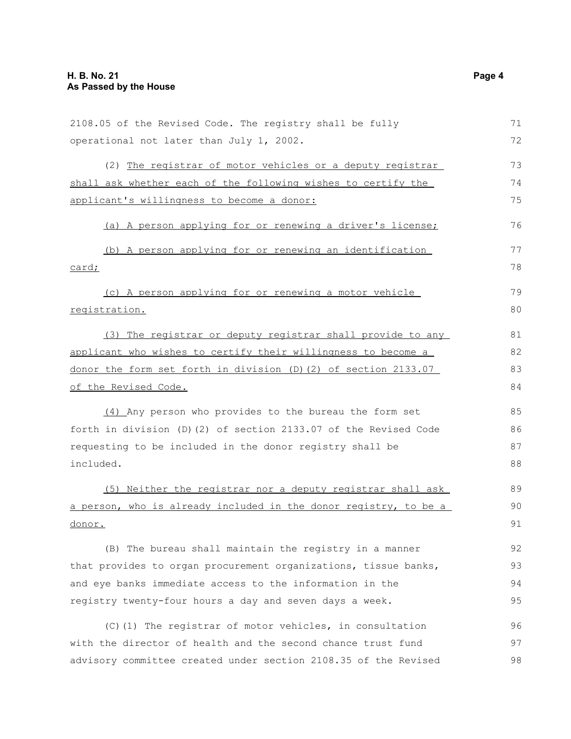2108.05 of the Revised Code. The registry shall be fully operational not later than July 1, 2002.

(2) The registrar of motor vehicles or a deputy registrar shall ask whether each of the following wishes to certify the applicant's willingness to become a donor:

(a) A person applying for or renewing a driver's license;

(b) A person applying for or renewing an identification card;

(c) A person applying for or renewing a motor vehicle registration.

(3) The registrar or deputy registrar shall provide to any applicant who wishes to certify their willingness to become a donor the form set forth in division (D)(2) of section 2133.07 of the Revised Code.

(4) Any person who provides to the bureau the form set forth in division (D)(2) of section 2133.07 of the Revised Code requesting to be included in the donor registry shall be included.

(5) Neither the registrar nor a deputy registrar shall ask a person, who is already included in the donor registry, to be a donor.

(B) The bureau shall maintain the registry in a manner that provides to organ procurement organizations, tissue banks, and eye banks immediate access to the information in the registry twenty-four hours a day and seven days a week.

(C)(1) The registrar of motor vehicles, in consultation with the director of health and the second chance trust fund advisory committee created under section 2108.35 of the Revised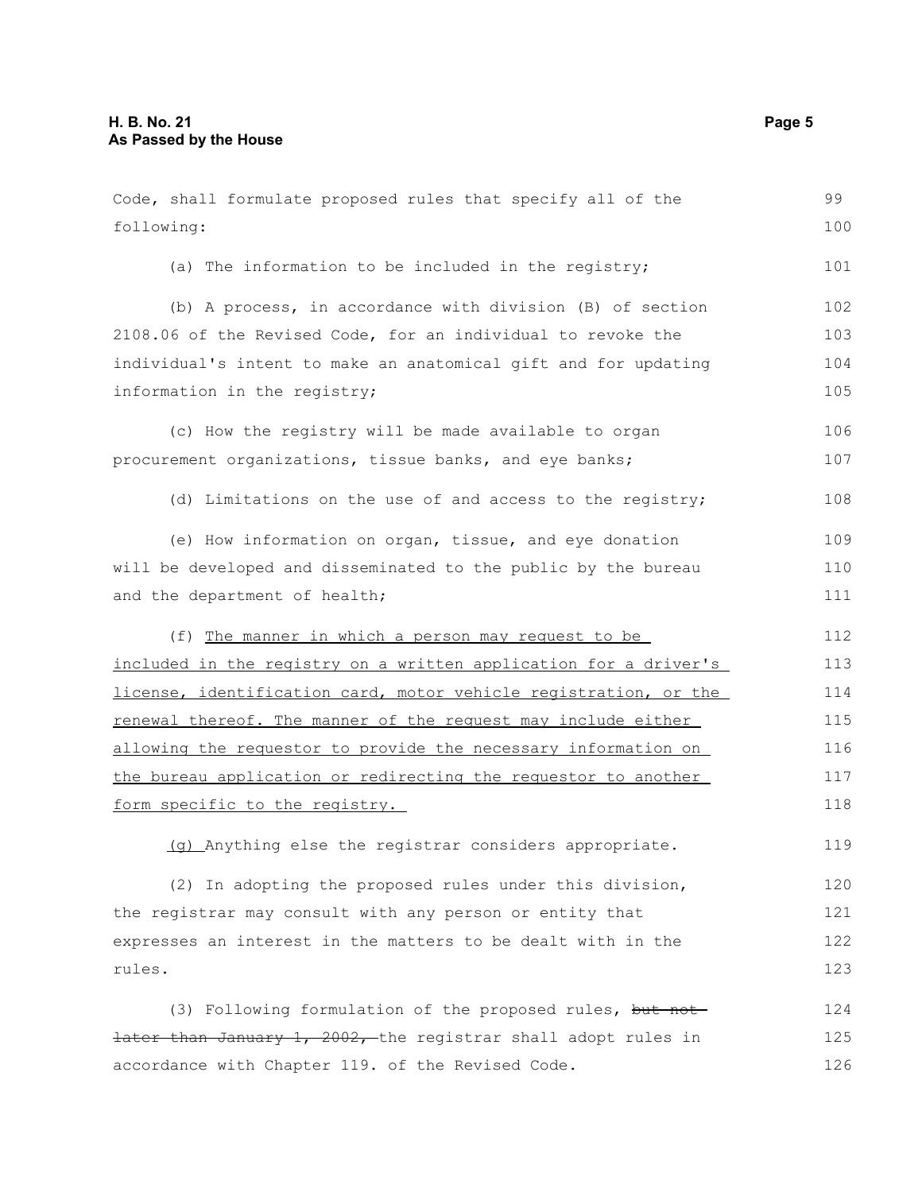Code, shall formulate proposed rules that specify all of the following:

(a) The information to be included in the registry;

(b) A process, in accordance with division (B) of section 2108.06 of the Revised Code, for an individual to revoke the individual's intent to make an anatomical gift and for updating information in the registry;

(c) How the registry will be made available to organ procurement organizations, tissue banks, and eye banks;

(d) Limitations on the use of and access to the registry;

(e) How information on organ, tissue, and eye donation will be developed and disseminated to the public by the bureau and the department of health;

(f) The manner in which a person may request to be included in the registry on a written application for a driver's license, identification card, motor vehicle registration, or the renewal thereof. The manner of the request may include either allowing the requestor to provide the necessary information on the bureau application or redirecting the requestor to another form specific to the registry.

(g) Anything else the registrar considers appropriate.

(2) In adopting the proposed rules under this division, the registrar may consult with any person or entity that expresses an interest in the matters to be dealt with in the rules.

(3) Following formulation of the proposed rules, ~~but not later than January 1, 2002,~~ the registrar shall adopt rules in accordance with Chapter 119. of the Revised Code.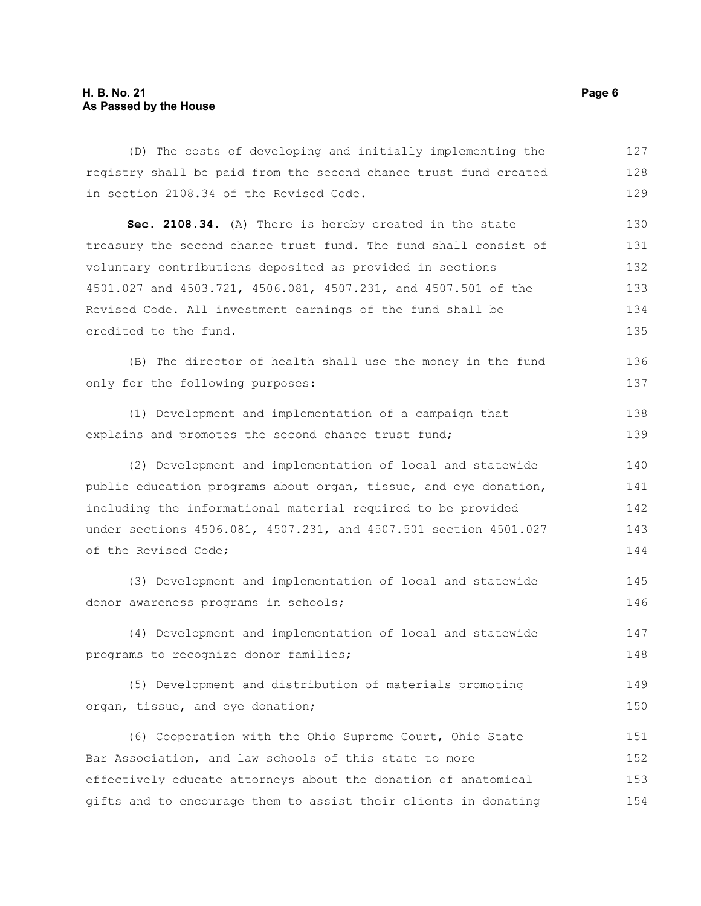(D) The costs of developing and initially implementing the registry shall be paid from the second chance trust fund created in section 2108.34 of the Revised Code.

**Sec. 2108.34.** (A) There is hereby created in the state treasury the second chance trust fund. The fund shall consist of voluntary contributions deposited as provided in sections 4501.027 and 4503.721~~, 4506.081, 4507.231, and 4507.501~~ of the Revised Code. All investment earnings of the fund shall be credited to the fund.

(B) The director of health shall use the money in the fund only for the following purposes:

(1) Development and implementation of a campaign that explains and promotes the second chance trust fund;

(2) Development and implementation of local and statewide public education programs about organ, tissue, and eye donation, including the informational material required to be provided under ~~sections 4506.081, 4507.231, and 4507.501~~ section 4501.027 of the Revised Code;

(3) Development and implementation of local and statewide donor awareness programs in schools;

(4) Development and implementation of local and statewide programs to recognize donor families;

(5) Development and distribution of materials promoting organ, tissue, and eye donation;

(6) Cooperation with the Ohio Supreme Court, Ohio State Bar Association, and law schools of this state to more effectively educate attorneys about the donation of anatomical gifts and to encourage them to assist their clients in donating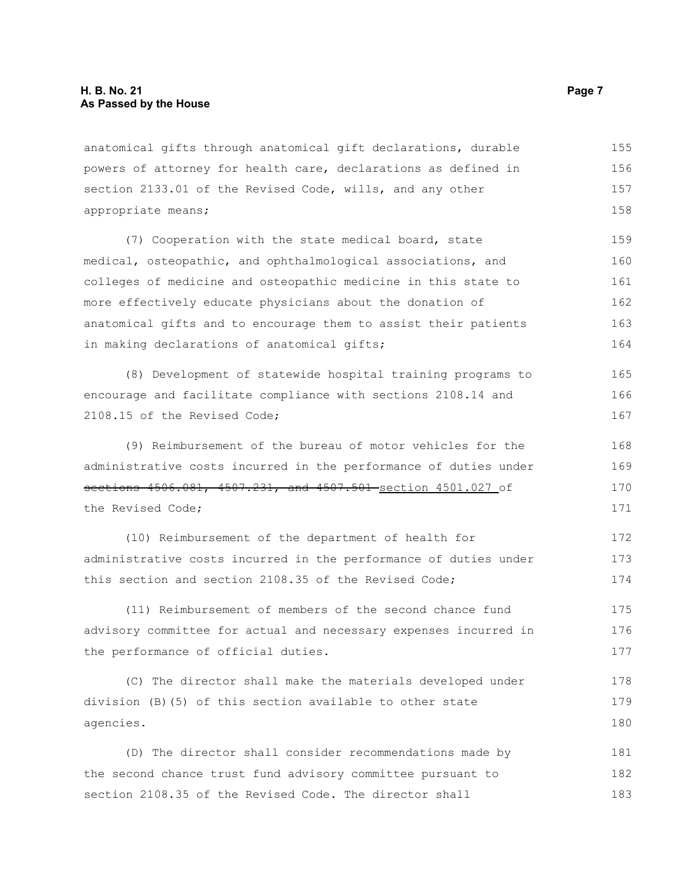anatomical gifts through anatomical gift declarations, durable powers of attorney for health care, declarations as defined in section 2133.01 of the Revised Code, wills, and any other appropriate means;

(7) Cooperation with the state medical board, state medical, osteopathic, and ophthalmological associations, and colleges of medicine and osteopathic medicine in this state to more effectively educate physicians about the donation of anatomical gifts and to encourage them to assist their patients in making declarations of anatomical gifts;

(8) Development of statewide hospital training programs to encourage and facilitate compliance with sections 2108.14 and 2108.15 of the Revised Code;

(9) Reimbursement of the bureau of motor vehicles for the administrative costs incurred in the performance of duties under ~~sections 4506.081, 4507.231, and 4507.501~~ <u>section 4501.027</u> of the Revised Code;

(10) Reimbursement of the department of health for administrative costs incurred in the performance of duties under this section and section 2108.35 of the Revised Code;

(11) Reimbursement of members of the second chance fund advisory committee for actual and necessary expenses incurred in the performance of official duties.

(C) The director shall make the materials developed under division (B)(5) of this section available to other state agencies.

(D) The director shall consider recommendations made by the second chance trust fund advisory committee pursuant to section 2108.35 of the Revised Code. The director shall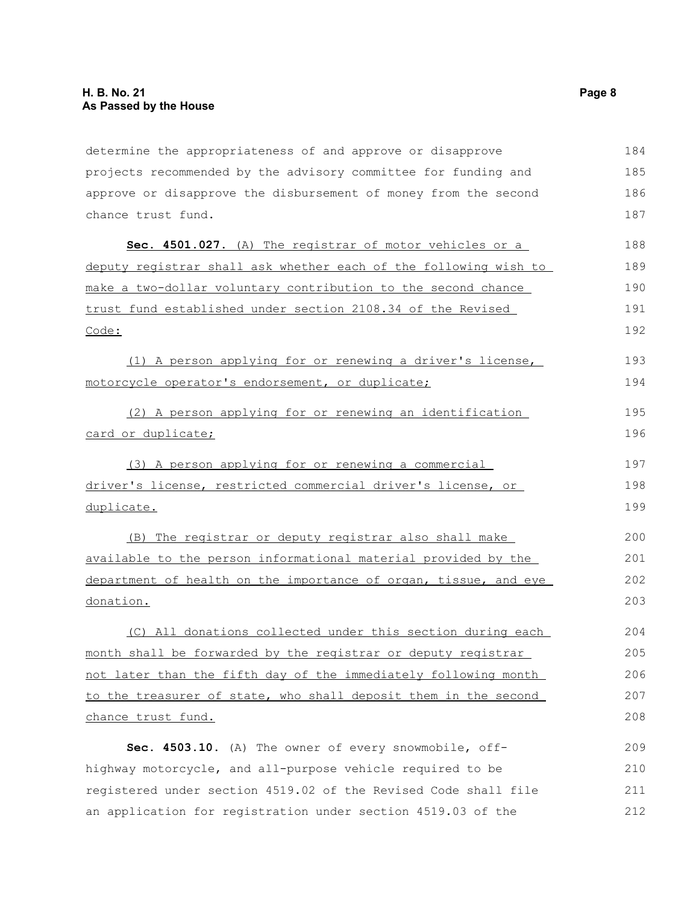determine the appropriateness of and approve or disapprove projects recommended by the advisory committee for funding and approve or disapprove the disbursement of money from the second chance trust fund.

**Sec. 4501.027.** (A) The registrar of motor vehicles or a deputy registrar shall ask whether each of the following wish to make a two-dollar voluntary contribution to the second chance trust fund established under section 2108.34 of the Revised Code:

(1) A person applying for or renewing a driver's license, motorcycle operator's endorsement, or duplicate;

(2) A person applying for or renewing an identification card or duplicate;

(3) A person applying for or renewing a commercial driver's license, restricted commercial driver's license, or duplicate.

(B) The registrar or deputy registrar also shall make available to the person informational material provided by the department of health on the importance of organ, tissue, and eye donation.

(C) All donations collected under this section during each month shall be forwarded by the registrar or deputy registrar not later than the fifth day of the immediately following month to the treasurer of state, who shall deposit them in the second chance trust fund.

**Sec. 4503.10.** (A) The owner of every snowmobile, off-highway motorcycle, and all-purpose vehicle required to be registered under section 4519.02 of the Revised Code shall file an application for registration under section 4519.03 of the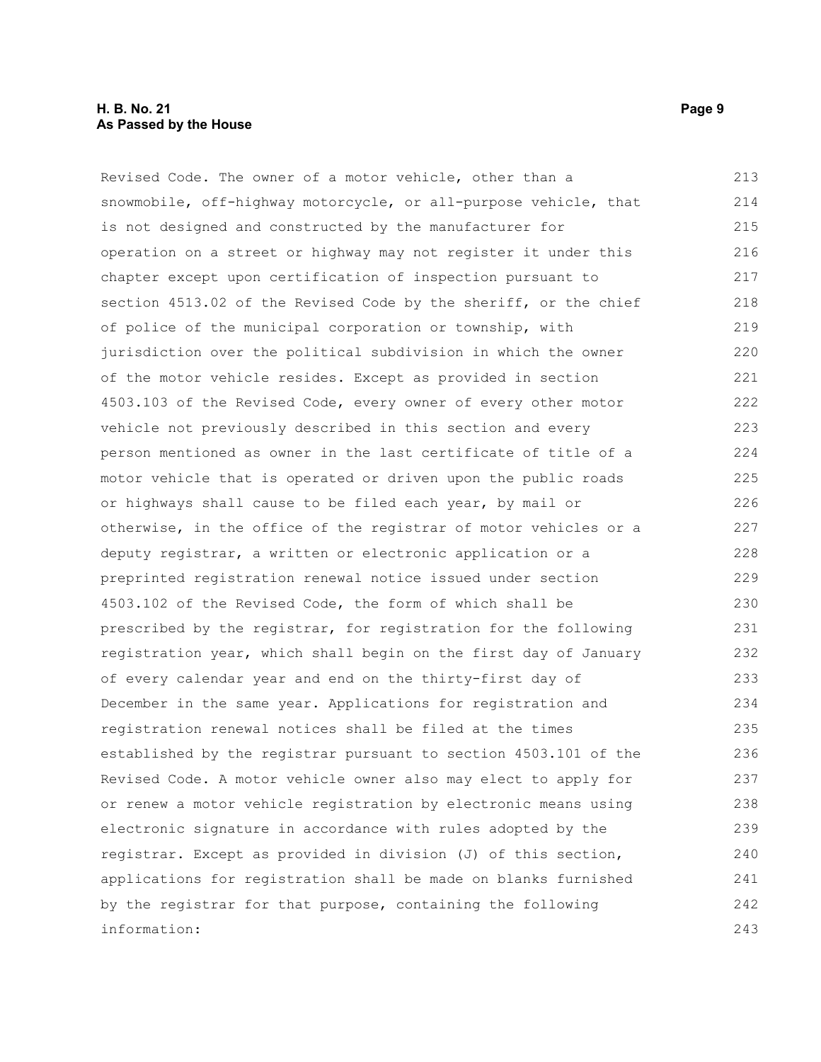Revised Code. The owner of a motor vehicle, other than a snowmobile, off-highway motorcycle, or all-purpose vehicle, that is not designed and constructed by the manufacturer for operation on a street or highway may not register it under this chapter except upon certification of inspection pursuant to section 4513.02 of the Revised Code by the sheriff, or the chief of police of the municipal corporation or township, with jurisdiction over the political subdivision in which the owner of the motor vehicle resides. Except as provided in section 4503.103 of the Revised Code, every owner of every other motor vehicle not previously described in this section and every person mentioned as owner in the last certificate of title of a motor vehicle that is operated or driven upon the public roads or highways shall cause to be filed each year, by mail or otherwise, in the office of the registrar of motor vehicles or a deputy registrar, a written or electronic application or a preprinted registration renewal notice issued under section 4503.102 of the Revised Code, the form of which shall be prescribed by the registrar, for registration for the following registration year, which shall begin on the first day of January of every calendar year and end on the thirty-first day of December in the same year. Applications for registration and registration renewal notices shall be filed at the times established by the registrar pursuant to section 4503.101 of the Revised Code. A motor vehicle owner also may elect to apply for or renew a motor vehicle registration by electronic means using electronic signature in accordance with rules adopted by the registrar. Except as provided in division (J) of this section, applications for registration shall be made on blanks furnished by the registrar for that purpose, containing the following information: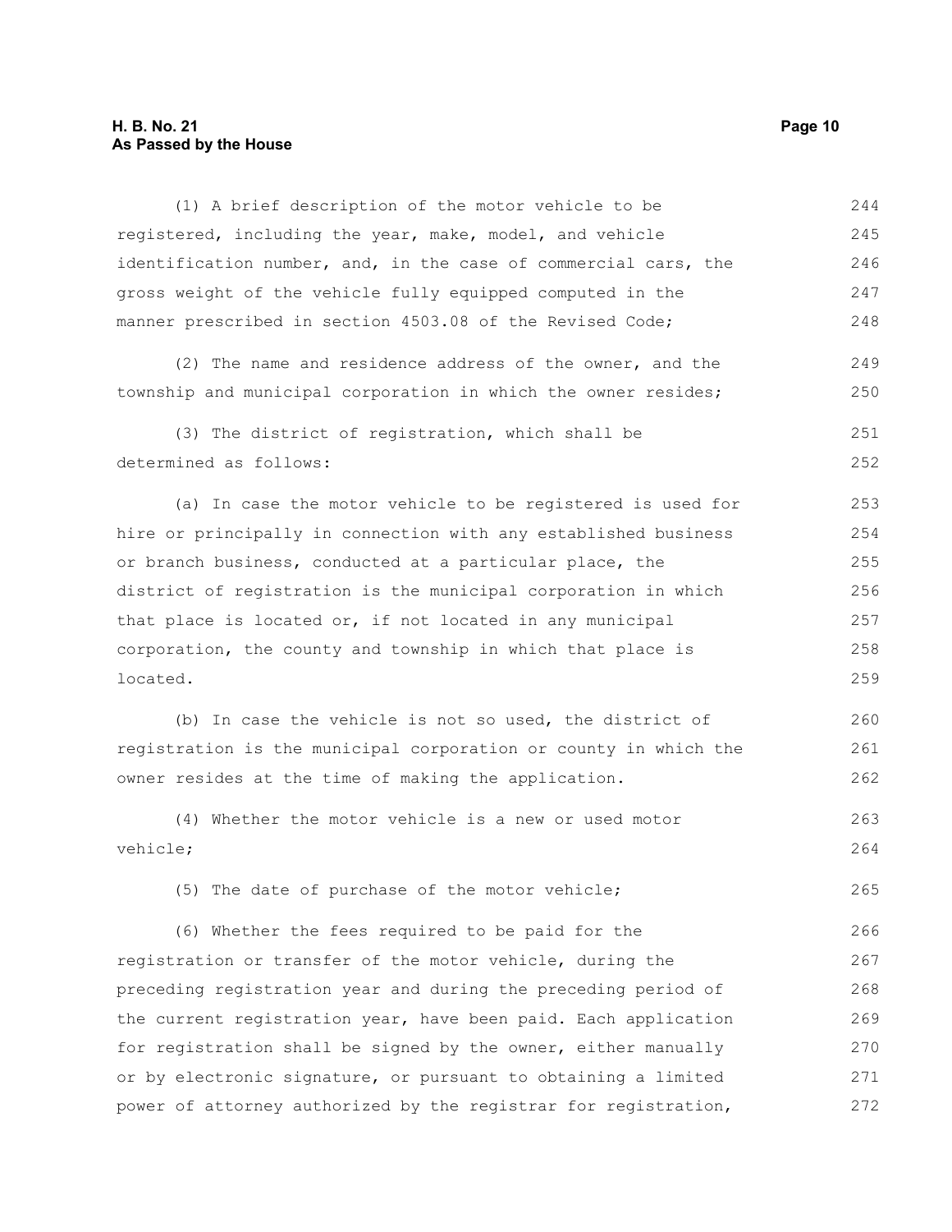(1) A brief description of the motor vehicle to be registered, including the year, make, model, and vehicle identification number, and, in the case of commercial cars, the gross weight of the vehicle fully equipped computed in the manner prescribed in section 4503.08 of the Revised Code;

(2) The name and residence address of the owner, and the township and municipal corporation in which the owner resides;

(3) The district of registration, which shall be determined as follows:

(a) In case the motor vehicle to be registered is used for hire or principally in connection with any established business or branch business, conducted at a particular place, the district of registration is the municipal corporation in which that place is located or, if not located in any municipal corporation, the county and township in which that place is located.

(b) In case the vehicle is not so used, the district of registration is the municipal corporation or county in which the owner resides at the time of making the application.

(4) Whether the motor vehicle is a new or used motor vehicle;

(5) The date of purchase of the motor vehicle;

(6) Whether the fees required to be paid for the registration or transfer of the motor vehicle, during the preceding registration year and during the preceding period of the current registration year, have been paid. Each application for registration shall be signed by the owner, either manually or by electronic signature, or pursuant to obtaining a limited power of attorney authorized by the registrar for registration,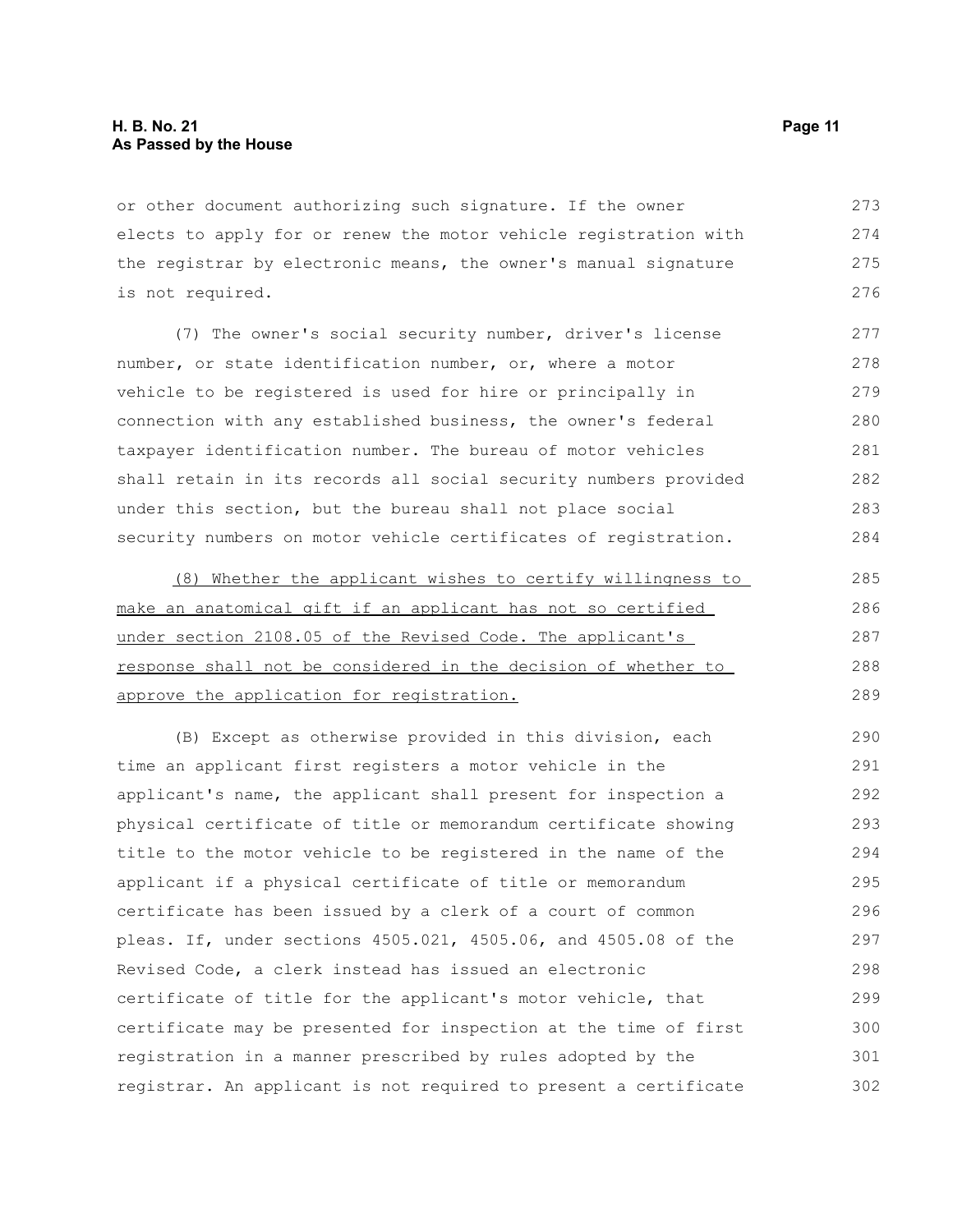or other document authorizing such signature. If the owner elects to apply for or renew the motor vehicle registration with the registrar by electronic means, the owner's manual signature is not required.

(7) The owner's social security number, driver's license number, or state identification number, or, where a motor vehicle to be registered is used for hire or principally in connection with any established business, the owner's federal taxpayer identification number. The bureau of motor vehicles shall retain in its records all social security numbers provided under this section, but the bureau shall not place social security numbers on motor vehicle certificates of registration.

<u>(8) Whether the applicant wishes to certify willingness to make an anatomical gift if an applicant has not so certified under section 2108.05 of the Revised Code. The applicant's response shall not be considered in the decision of whether to approve the application for registration.</u>

(B) Except as otherwise provided in this division, each time an applicant first registers a motor vehicle in the applicant's name, the applicant shall present for inspection a physical certificate of title or memorandum certificate showing title to the motor vehicle to be registered in the name of the applicant if a physical certificate of title or memorandum certificate has been issued by a clerk of a court of common pleas. If, under sections 4505.021, 4505.06, and 4505.08 of the Revised Code, a clerk instead has issued an electronic certificate of title for the applicant's motor vehicle, that certificate may be presented for inspection at the time of first registration in a manner prescribed by rules adopted by the registrar. An applicant is not required to present a certificate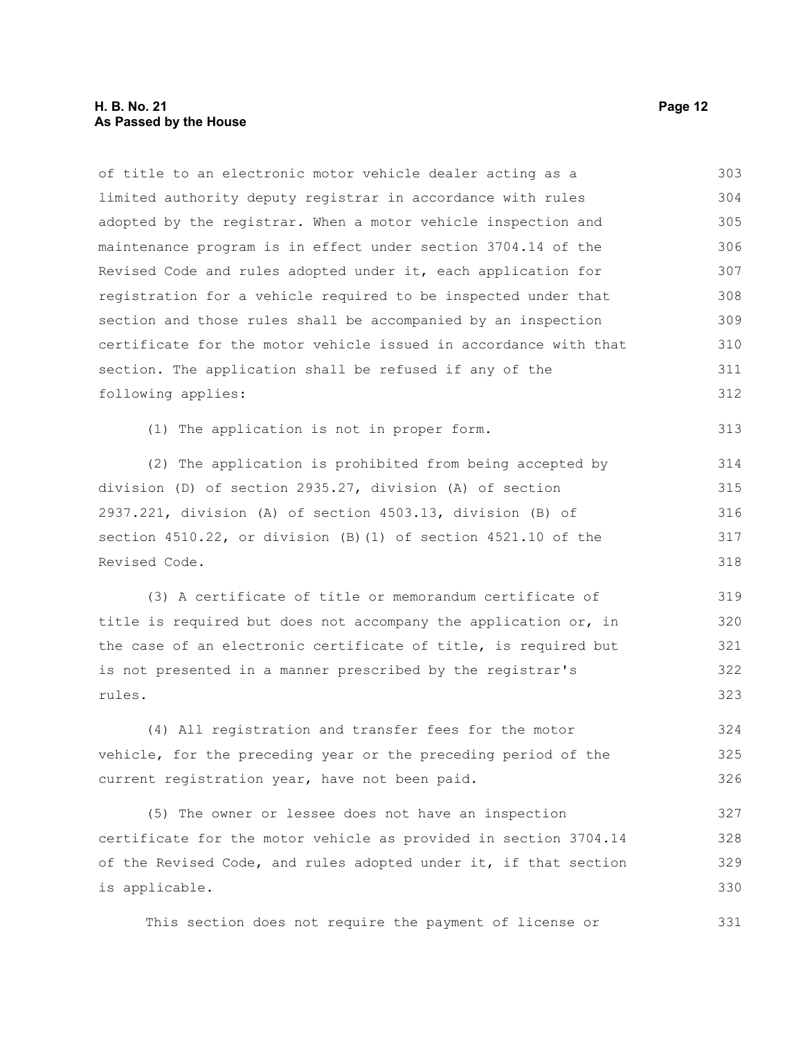of title to an electronic motor vehicle dealer acting as a limited authority deputy registrar in accordance with rules adopted by the registrar. When a motor vehicle inspection and maintenance program is in effect under section 3704.14 of the Revised Code and rules adopted under it, each application for registration for a vehicle required to be inspected under that section and those rules shall be accompanied by an inspection certificate for the motor vehicle issued in accordance with that section. The application shall be refused if any of the following applies:

(1) The application is not in proper form.

(2) The application is prohibited from being accepted by division (D) of section 2935.27, division (A) of section 2937.221, division (A) of section 4503.13, division (B) of section 4510.22, or division (B)(1) of section 4521.10 of the Revised Code.

(3) A certificate of title or memorandum certificate of title is required but does not accompany the application or, in the case of an electronic certificate of title, is required but is not presented in a manner prescribed by the registrar's rules.

(4) All registration and transfer fees for the motor vehicle, for the preceding year or the preceding period of the current registration year, have not been paid.

(5) The owner or lessee does not have an inspection certificate for the motor vehicle as provided in section 3704.14 of the Revised Code, and rules adopted under it, if that section is applicable.

This section does not require the payment of license or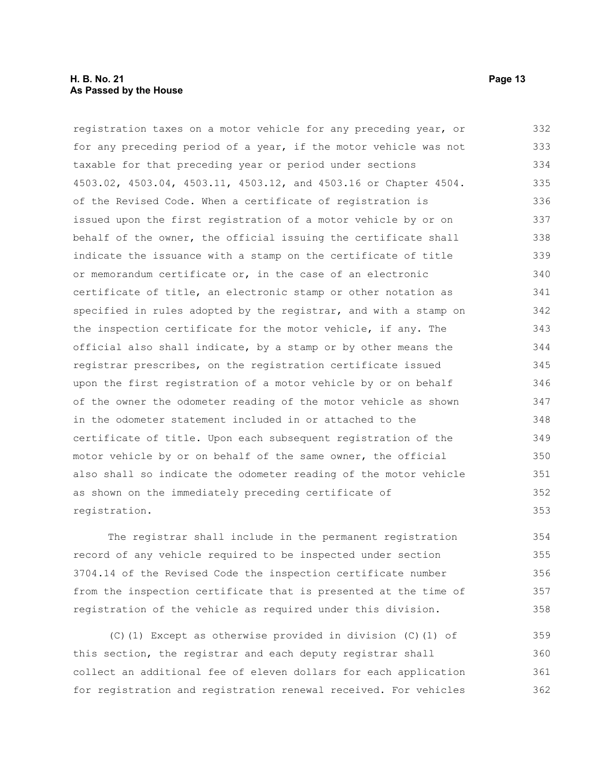registration taxes on a motor vehicle for any preceding year, or for any preceding period of a year, if the motor vehicle was not taxable for that preceding year or period under sections 4503.02, 4503.04, 4503.11, 4503.12, and 4503.16 or Chapter 4504. of the Revised Code. When a certificate of registration is issued upon the first registration of a motor vehicle by or on behalf of the owner, the official issuing the certificate shall indicate the issuance with a stamp on the certificate of title or memorandum certificate or, in the case of an electronic certificate of title, an electronic stamp or other notation as specified in rules adopted by the registrar, and with a stamp on the inspection certificate for the motor vehicle, if any. The official also shall indicate, by a stamp or by other means the registrar prescribes, on the registration certificate issued upon the first registration of a motor vehicle by or on behalf of the owner the odometer reading of the motor vehicle as shown in the odometer statement included in or attached to the certificate of title. Upon each subsequent registration of the motor vehicle by or on behalf of the same owner, the official also shall so indicate the odometer reading of the motor vehicle as shown on the immediately preceding certificate of registration.

The registrar shall include in the permanent registration record of any vehicle required to be inspected under section 3704.14 of the Revised Code the inspection certificate number from the inspection certificate that is presented at the time of registration of the vehicle as required under this division.

(C)(1) Except as otherwise provided in division (C)(1) of this section, the registrar and each deputy registrar shall collect an additional fee of eleven dollars for each application for registration and registration renewal received. For vehicles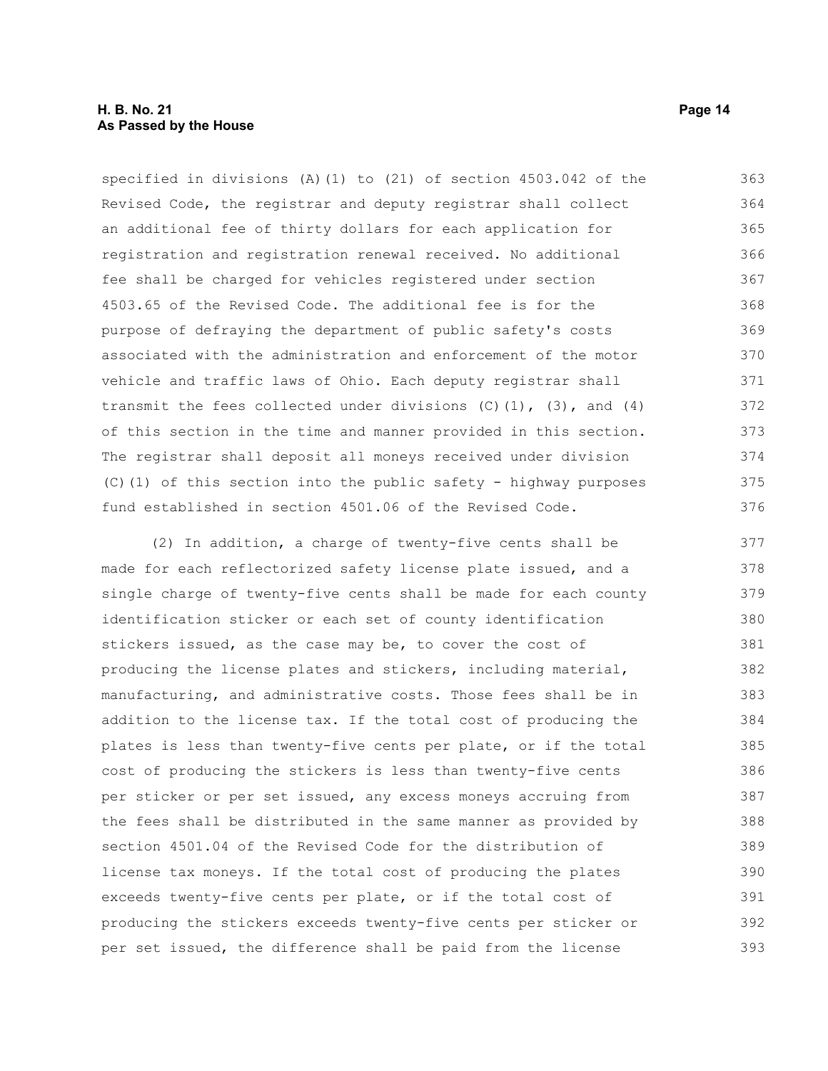specified in divisions (A)(1) to (21) of section 4503.042 of the Revised Code, the registrar and deputy registrar shall collect an additional fee of thirty dollars for each application for registration and registration renewal received. No additional fee shall be charged for vehicles registered under section 4503.65 of the Revised Code. The additional fee is for the purpose of defraying the department of public safety's costs associated with the administration and enforcement of the motor vehicle and traffic laws of Ohio. Each deputy registrar shall transmit the fees collected under divisions (C)(1), (3), and (4) of this section in the time and manner provided in this section. The registrar shall deposit all moneys received under division (C)(1) of this section into the public safety - highway purposes fund established in section 4501.06 of the Revised Code.

(2) In addition, a charge of twenty-five cents shall be made for each reflectorized safety license plate issued, and a single charge of twenty-five cents shall be made for each county identification sticker or each set of county identification stickers issued, as the case may be, to cover the cost of producing the license plates and stickers, including material, manufacturing, and administrative costs. Those fees shall be in addition to the license tax. If the total cost of producing the plates is less than twenty-five cents per plate, or if the total cost of producing the stickers is less than twenty-five cents per sticker or per set issued, any excess moneys accruing from the fees shall be distributed in the same manner as provided by section 4501.04 of the Revised Code for the distribution of license tax moneys. If the total cost of producing the plates exceeds twenty-five cents per plate, or if the total cost of producing the stickers exceeds twenty-five cents per sticker or per set issued, the difference shall be paid from the license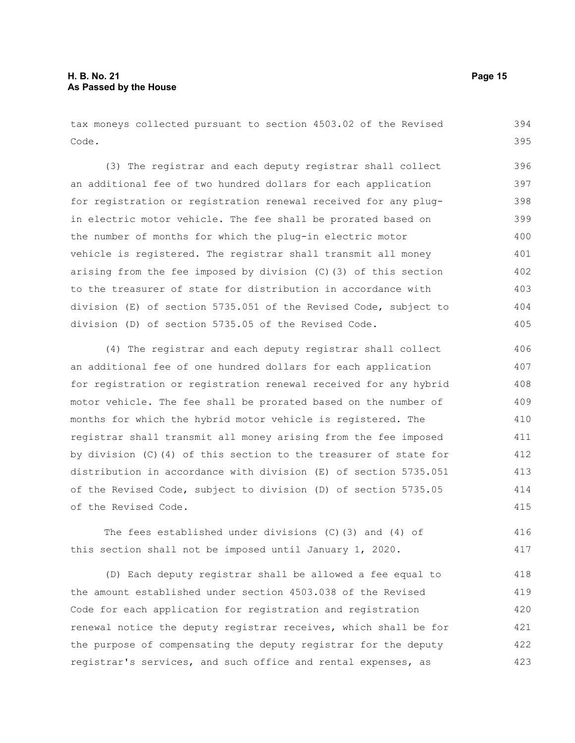tax moneys collected pursuant to section 4503.02 of the Revised Code.

(3) The registrar and each deputy registrar shall collect an additional fee of two hundred dollars for each application for registration or registration renewal received for any plug-in electric motor vehicle. The fee shall be prorated based on the number of months for which the plug-in electric motor vehicle is registered. The registrar shall transmit all money arising from the fee imposed by division (C)(3) of this section to the treasurer of state for distribution in accordance with division (E) of section 5735.051 of the Revised Code, subject to division (D) of section 5735.05 of the Revised Code.

(4) The registrar and each deputy registrar shall collect an additional fee of one hundred dollars for each application for registration or registration renewal received for any hybrid motor vehicle. The fee shall be prorated based on the number of months for which the hybrid motor vehicle is registered. The registrar shall transmit all money arising from the fee imposed by division (C)(4) of this section to the treasurer of state for distribution in accordance with division (E) of section 5735.051 of the Revised Code, subject to division (D) of section 5735.05 of the Revised Code.

The fees established under divisions (C)(3) and (4) of this section shall not be imposed until January 1, 2020.

(D) Each deputy registrar shall be allowed a fee equal to the amount established under section 4503.038 of the Revised Code for each application for registration and registration renewal notice the deputy registrar receives, which shall be for the purpose of compensating the deputy registrar for the deputy registrar's services, and such office and rental expenses, as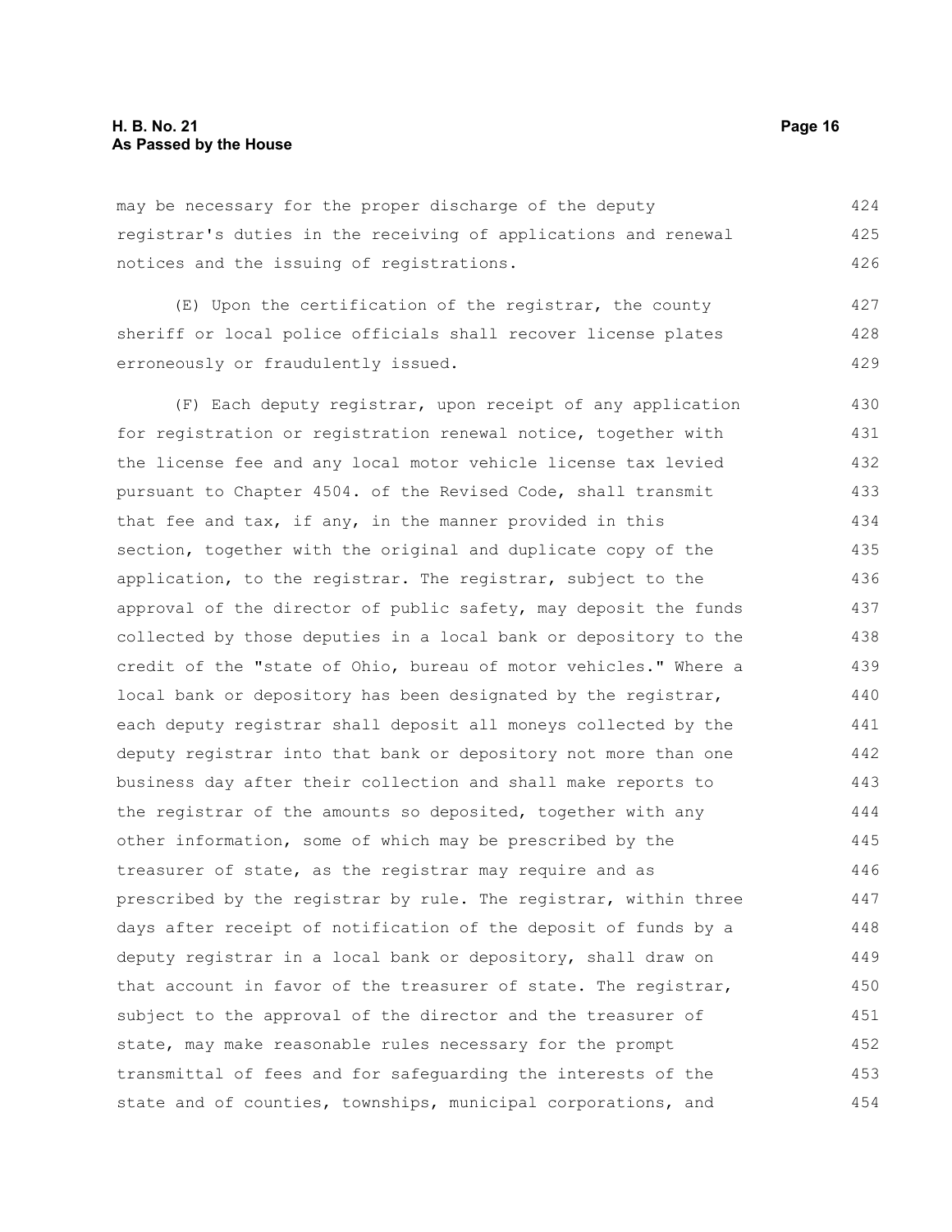may be necessary for the proper discharge of the deputy registrar's duties in the receiving of applications and renewal notices and the issuing of registrations.

(E) Upon the certification of the registrar, the county sheriff or local police officials shall recover license plates erroneously or fraudulently issued.

(F) Each deputy registrar, upon receipt of any application for registration or registration renewal notice, together with the license fee and any local motor vehicle license tax levied pursuant to Chapter 4504. of the Revised Code, shall transmit that fee and tax, if any, in the manner provided in this section, together with the original and duplicate copy of the application, to the registrar. The registrar, subject to the approval of the director of public safety, may deposit the funds collected by those deputies in a local bank or depository to the credit of the "state of Ohio, bureau of motor vehicles." Where a local bank or depository has been designated by the registrar, each deputy registrar shall deposit all moneys collected by the deputy registrar into that bank or depository not more than one business day after their collection and shall make reports to the registrar of the amounts so deposited, together with any other information, some of which may be prescribed by the treasurer of state, as the registrar may require and as prescribed by the registrar by rule. The registrar, within three days after receipt of notification of the deposit of funds by a deputy registrar in a local bank or depository, shall draw on that account in favor of the treasurer of state. The registrar, subject to the approval of the director and the treasurer of state, may make reasonable rules necessary for the prompt transmittal of fees and for safeguarding the interests of the state and of counties, townships, municipal corporations, and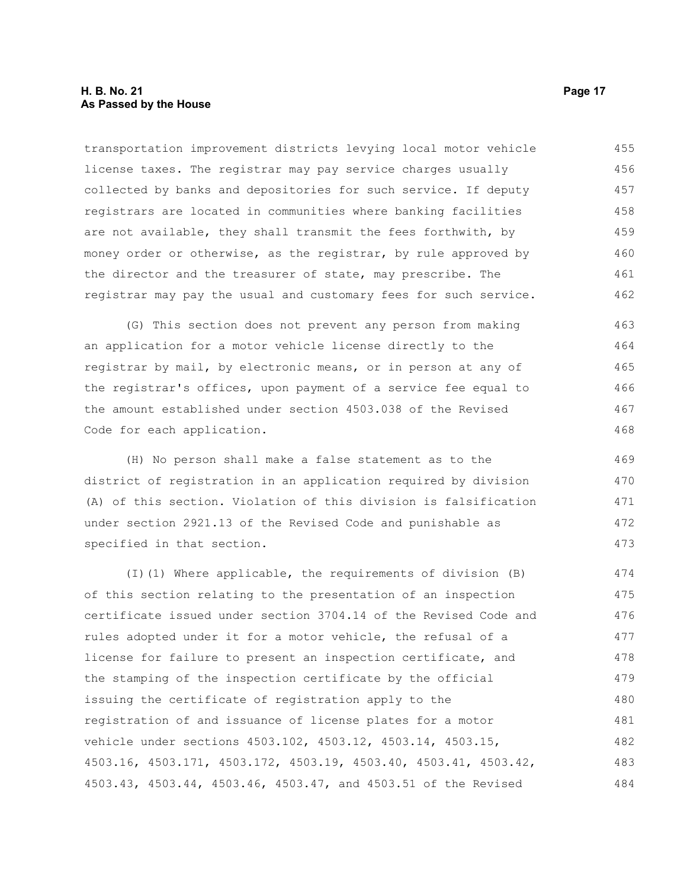transportation improvement districts levying local motor vehicle license taxes. The registrar may pay service charges usually collected by banks and depositories for such service. If deputy registrars are located in communities where banking facilities are not available, they shall transmit the fees forthwith, by money order or otherwise, as the registrar, by rule approved by the director and the treasurer of state, may prescribe. The registrar may pay the usual and customary fees for such service.

(G) This section does not prevent any person from making an application for a motor vehicle license directly to the registrar by mail, by electronic means, or in person at any of the registrar's offices, upon payment of a service fee equal to the amount established under section 4503.038 of the Revised Code for each application.

(H) No person shall make a false statement as to the district of registration in an application required by division (A) of this section. Violation of this division is falsification under section 2921.13 of the Revised Code and punishable as specified in that section.

(I)(1) Where applicable, the requirements of division (B) of this section relating to the presentation of an inspection certificate issued under section 3704.14 of the Revised Code and rules adopted under it for a motor vehicle, the refusal of a license for failure to present an inspection certificate, and the stamping of the inspection certificate by the official issuing the certificate of registration apply to the registration of and issuance of license plates for a motor vehicle under sections 4503.102, 4503.12, 4503.14, 4503.15, 4503.16, 4503.171, 4503.172, 4503.19, 4503.40, 4503.41, 4503.42, 4503.43, 4503.44, 4503.46, 4503.47, and 4503.51 of the Revised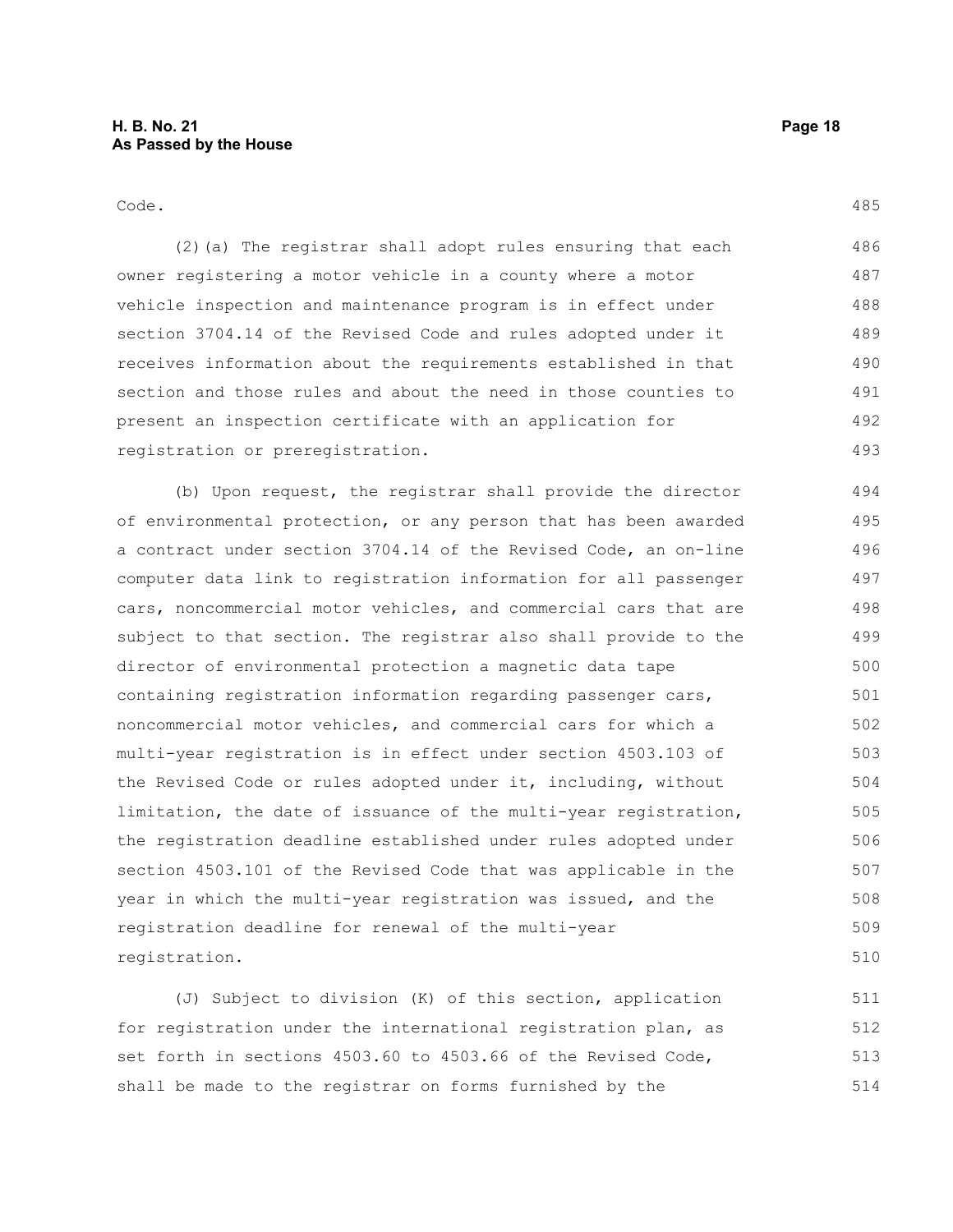Code.

(2)(a) The registrar shall adopt rules ensuring that each owner registering a motor vehicle in a county where a motor vehicle inspection and maintenance program is in effect under section 3704.14 of the Revised Code and rules adopted under it receives information about the requirements established in that section and those rules and about the need in those counties to present an inspection certificate with an application for registration or preregistration.

(b) Upon request, the registrar shall provide the director of environmental protection, or any person that has been awarded a contract under section 3704.14 of the Revised Code, an on-line computer data link to registration information for all passenger cars, noncommercial motor vehicles, and commercial cars that are subject to that section. The registrar also shall provide to the director of environmental protection a magnetic data tape containing registration information regarding passenger cars, noncommercial motor vehicles, and commercial cars for which a multi-year registration is in effect under section 4503.103 of the Revised Code or rules adopted under it, including, without limitation, the date of issuance of the multi-year registration, the registration deadline established under rules adopted under section 4503.101 of the Revised Code that was applicable in the year in which the multi-year registration was issued, and the registration deadline for renewal of the multi-year registration.

(J) Subject to division (K) of this section, application for registration under the international registration plan, as set forth in sections 4503.60 to 4503.66 of the Revised Code, shall be made to the registrar on forms furnished by the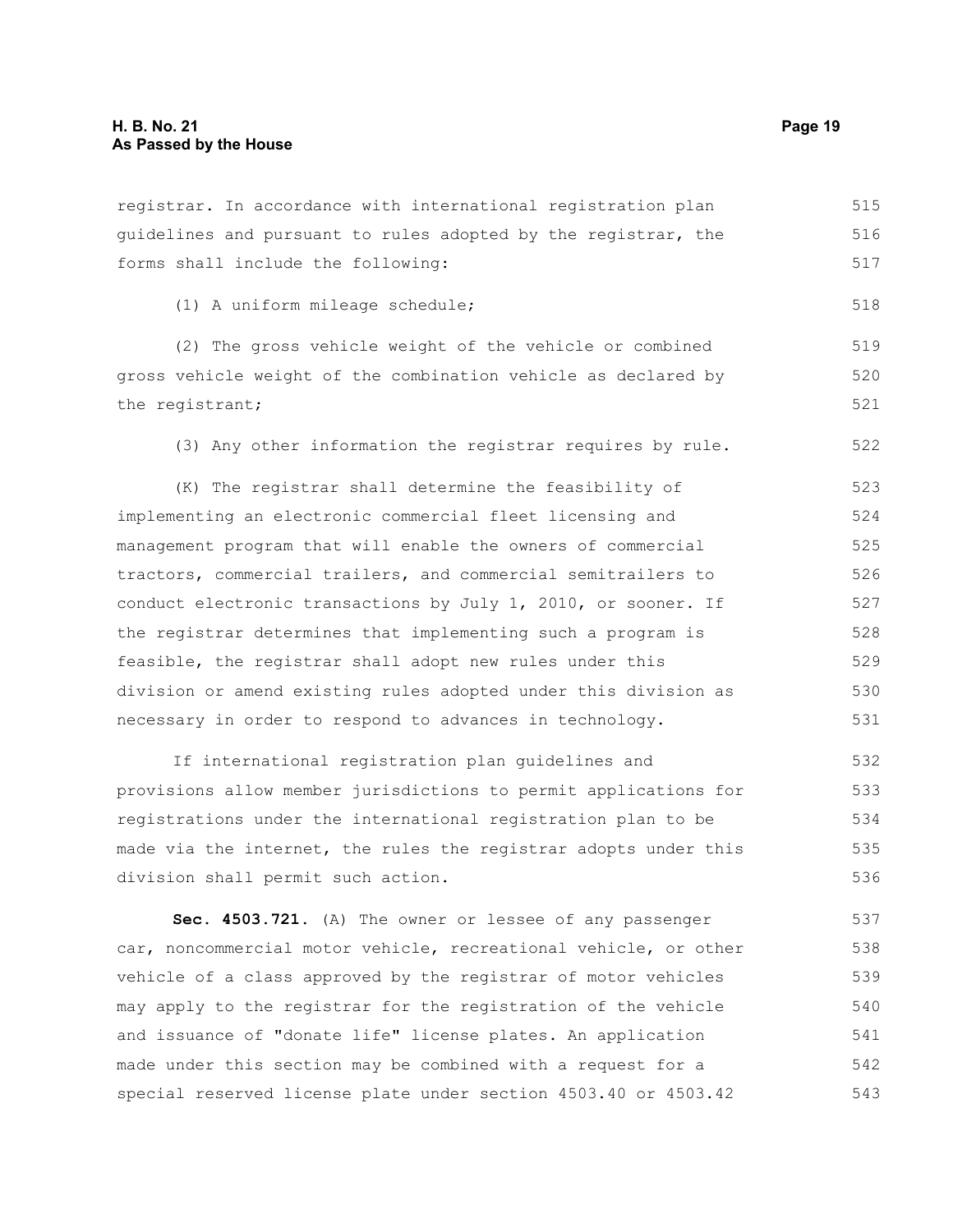registrar. In accordance with international registration plan guidelines and pursuant to rules adopted by the registrar, the forms shall include the following:

(1) A uniform mileage schedule;

(2) The gross vehicle weight of the vehicle or combined gross vehicle weight of the combination vehicle as declared by the registrant;

(3) Any other information the registrar requires by rule.

(K) The registrar shall determine the feasibility of implementing an electronic commercial fleet licensing and management program that will enable the owners of commercial tractors, commercial trailers, and commercial semitrailers to conduct electronic transactions by July 1, 2010, or sooner. If the registrar determines that implementing such a program is feasible, the registrar shall adopt new rules under this division or amend existing rules adopted under this division as necessary in order to respond to advances in technology.

If international registration plan guidelines and provisions allow member jurisdictions to permit applications for registrations under the international registration plan to be made via the internet, the rules the registrar adopts under this division shall permit such action.

**Sec. 4503.721.** (A) The owner or lessee of any passenger car, noncommercial motor vehicle, recreational vehicle, or other vehicle of a class approved by the registrar of motor vehicles may apply to the registrar for the registration of the vehicle and issuance of "donate life" license plates. An application made under this section may be combined with a request for a special reserved license plate under section 4503.40 or 4503.42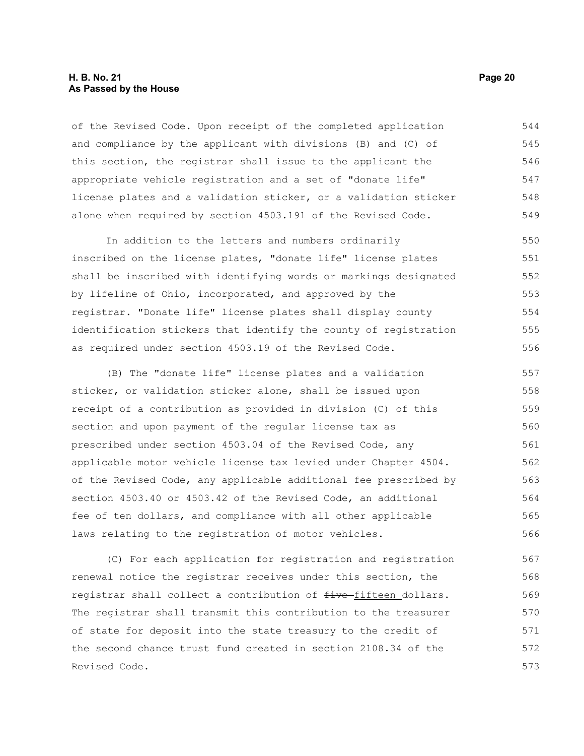of the Revised Code. Upon receipt of the completed application and compliance by the applicant with divisions (B) and (C) of this section, the registrar shall issue to the applicant the appropriate vehicle registration and a set of "donate life" license plates and a validation sticker, or a validation sticker alone when required by section 4503.191 of the Revised Code.

In addition to the letters and numbers ordinarily inscribed on the license plates, "donate life" license plates shall be inscribed with identifying words or markings designated by lifeline of Ohio, incorporated, and approved by the registrar. "Donate life" license plates shall display county identification stickers that identify the county of registration as required under section 4503.19 of the Revised Code.

(B) The "donate life" license plates and a validation sticker, or validation sticker alone, shall be issued upon receipt of a contribution as provided in division (C) of this section and upon payment of the regular license tax as prescribed under section 4503.04 of the Revised Code, any applicable motor vehicle license tax levied under Chapter 4504. of the Revised Code, any applicable additional fee prescribed by section 4503.40 or 4503.42 of the Revised Code, an additional fee of ten dollars, and compliance with all other applicable laws relating to the registration of motor vehicles.

(C) For each application for registration and registration renewal notice the registrar receives under this section, the registrar shall collect a contribution of ~~five~~ fifteen dollars. The registrar shall transmit this contribution to the treasurer of state for deposit into the state treasury to the credit of the second chance trust fund created in section 2108.34 of the Revised Code.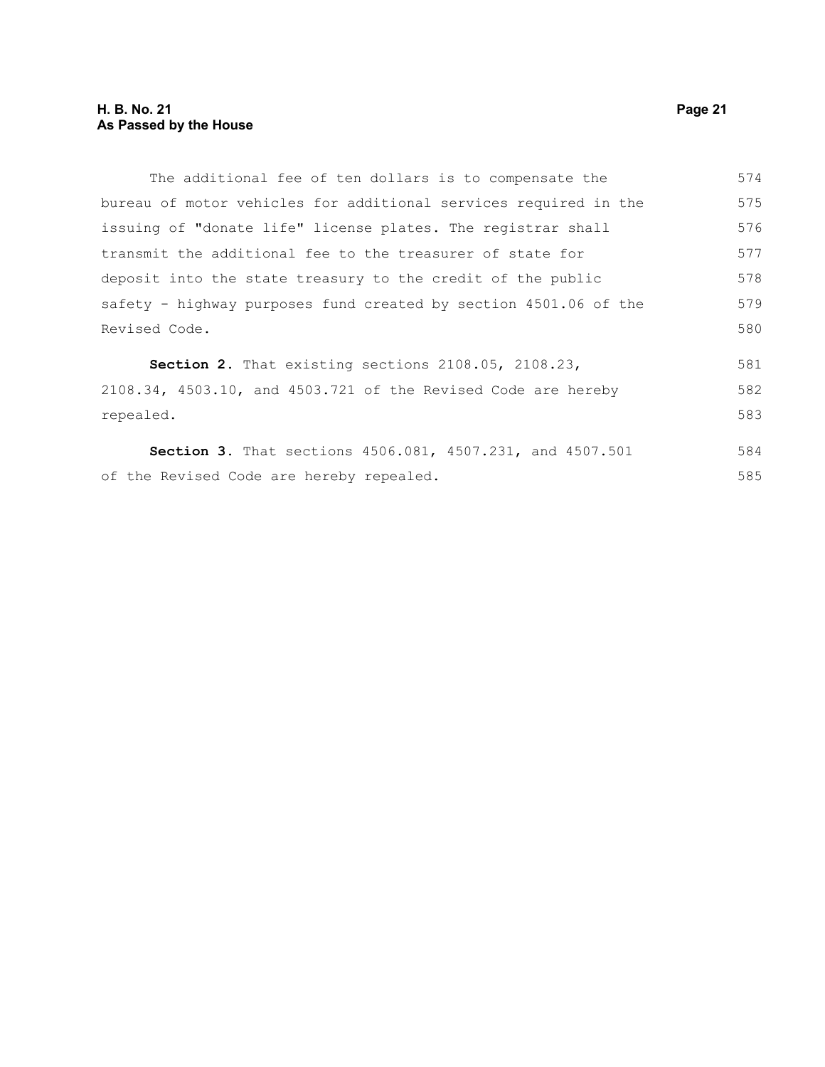The additional fee of ten dollars is to compensate the bureau of motor vehicles for additional services required in the issuing of "donate life" license plates. The registrar shall transmit the additional fee to the treasurer of state for deposit into the state treasury to the credit of the public safety - highway purposes fund created by section 4501.06 of the Revised Code.

**Section 2.** That existing sections 2108.05, 2108.23, 2108.34, 4503.10, and 4503.721 of the Revised Code are hereby repealed.

**Section 3.** That sections 4506.081, 4507.231, and 4507.501 of the Revised Code are hereby repealed.